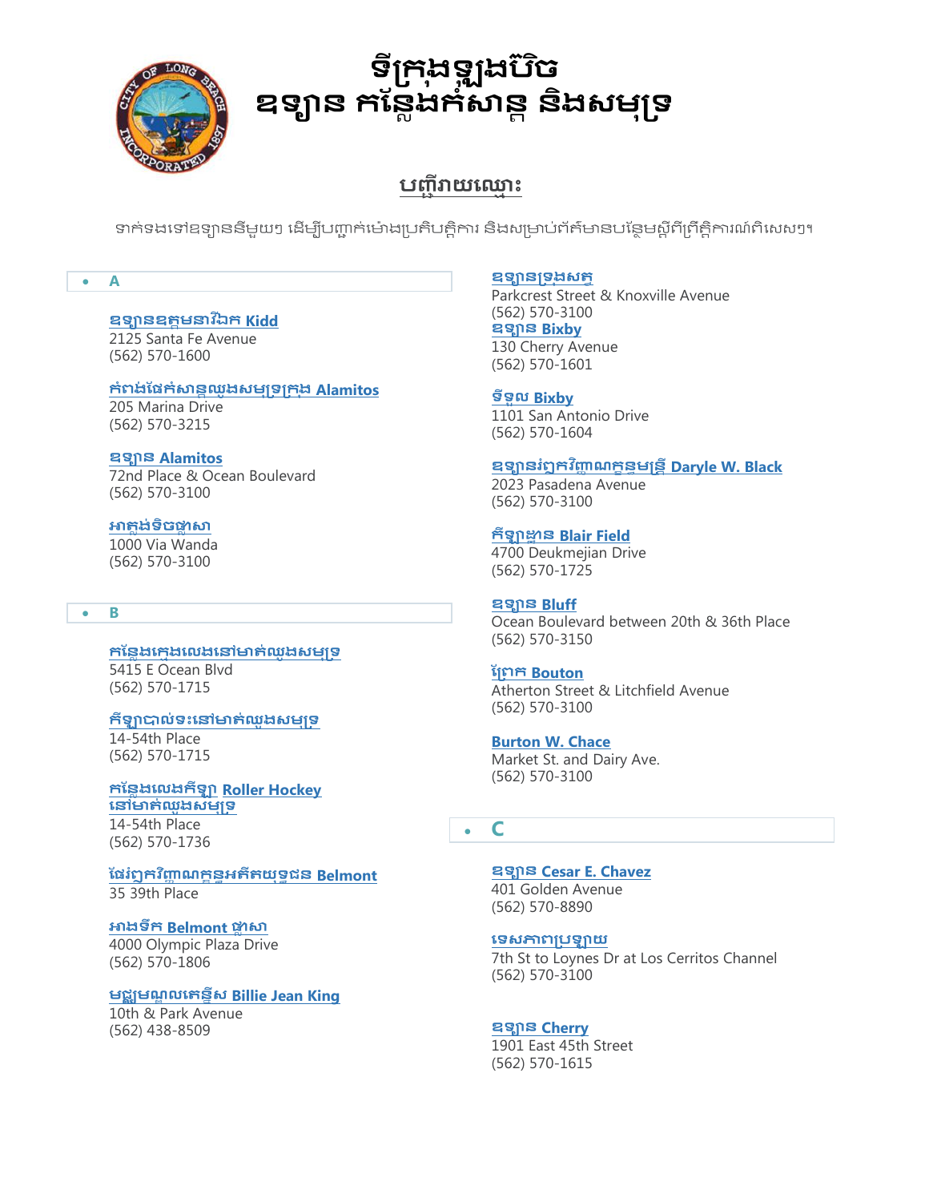# ទីក្រុងឡុងប៊ិច
# ឧទ្យាន កន្លែងកំសាន្ត និងសមុទ្រ

## បញ្ជីរាយឈ្មោះ

ទាក់ទងទៅឧទ្យាននីមួយៗ ដើម្បីបញ្ជាក់ម៉ោងប្រតិបត្តិការ និងសម្រាប់ព័ត៌មានបន្ថែមស្តីពីព្រឹត្តិការណ៍ពិសេសៗ។

### A

**ឧទ្យានឧត្តមនាវីឯក Kidd**
2125 Santa Fe Avenue
(562) 570-1600

**កំពង់ផែកំសាន្តឈូងសមុទ្រក្រុង Alamitos**
205 Marina Drive
(562) 570-3215

**ឧទ្យាន Alamitos**
72nd Place & Ocean Boulevard
(562) 570-3100

**អាគ្គុងទិចផ្លាសា**
1000 Via Wanda
(562) 570-3100

### B

**កន្លែងក្មេងលេងនៅមាត់ឈូងសមុទ្រ**
5415 E Ocean Blvd
(562) 570-1715

**កីឡាបាល់ទះនៅមាត់ឈូងសមុទ្រ**
14-54th Place
(562) 570-1715

**កន្លែងលេងកីឡា Roller Hockey នៅមាត់ឈូងសមុទ្រ**
14-54th Place
(562) 570-1736

**ផែរំឭកវិញ្ញាណក្ខន្ធអតីតយុទ្ធជន Belmont**
35 39th Place

**អាងទឹក Belmont ផ្លាសា**
4000 Olympic Plaza Drive
(562) 570-1806

**មជ្ឈមណ្ឌលតេន្នីស Billie Jean King**
10th & Park Avenue
(562) 438-8509

**ឧទ្យានទ្រុងសត្វ**
Parkcrest Street & Knoxville Avenue
(562) 570-3100

**ឧទ្យាន Bixby**
130 Cherry Avenue
(562) 570-1601

**ទីទួល Bixby**
1101 San Antonio Drive
(562) 570-1604

**ឧទ្យានរំឭកវិញ្ញាណក្ខន្ធមន្ត្រី Daryle W. Black**
2023 Pasadena Avenue
(562) 570-3100

**កីឡាដ្ឋាន Blair Field**
4700 Deukmejian Drive
(562) 570-1725

**ឧទ្យាន Bluff**
Ocean Boulevard between 20th & 36th Place
(562) 570-3150

**ព្រែក Bouton**
Atherton Street & Litchfield Avenue
(562) 570-3100

**Burton W. Chace**
Market St. and Dairy Ave.
(562) 570-3100

### C

**ឧទ្យាន Cesar E. Chavez**
401 Golden Avenue
(562) 570-8890

**ទេសភាពប្រឡាយ**
7th St to Loynes Dr at Los Cerritos Channel
(562) 570-3100

**ឧទ្យាន Cherry**
1901 East 45th Street
(562) 570-1615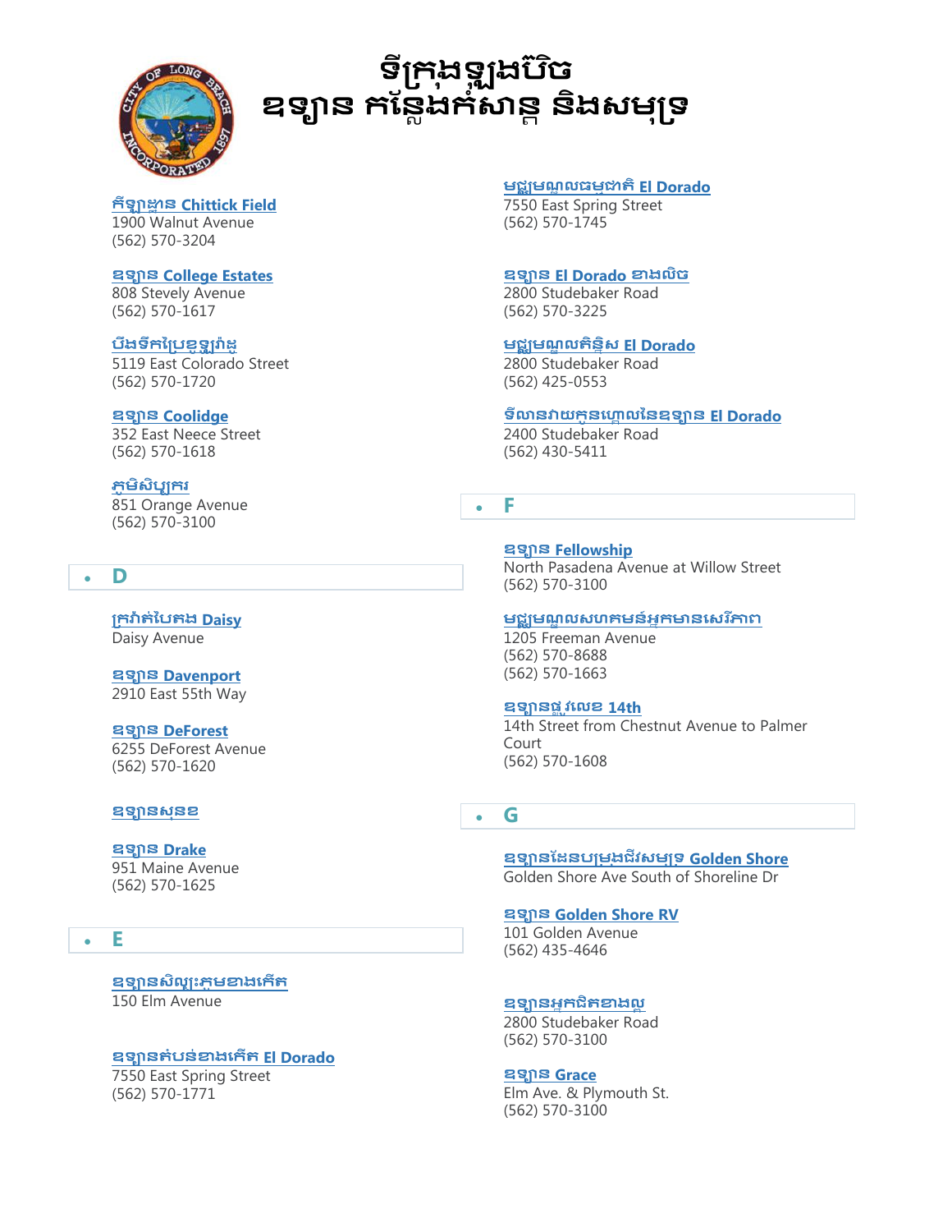# ទីក្រុងឡុងប៊ិច
# ឧទ្យាន កន្លែងកំសាន្ត និងសមុទ្រ

**កីឡាដ្ឋាន Chittick Field**
1900 Walnut Avenue
(562) 570-3204

**ឧទ្យាន College Estates**
808 Stevely Avenue
(562) 570-1617

**បឹងទឹកប្រៃខូឡូរ៉ាដូ**
5119 East Colorado Street
(562) 570-1720

**ឧទ្យាន Coolidge**
352 East Neece Street
(562) 570-1618

**ភូមិសិប្បករ**
851 Orange Avenue
(562) 570-3100

## D

**ក្រវាត់បៃតង Daisy**
Daisy Avenue

**ឧទ្យាន Davenport**
2910 East 55th Way

**ឧទ្យាន DeForest**
6255 DeForest Avenue
(562) 570-1620

**ឧទ្យានសុនខ**

**ឧទ្យាន Drake**
951 Maine Avenue
(562) 570-1625

## E

**ឧទ្យានសិល្បៈភូមខាងកើត**
150 Elm Avenue

**ឧទ្យានតំបន់ខាងកើត El Dorado**
7550 East Spring Street
(562) 570-1771

**មជ្ឈមណ្ឌលធម្មជាតិ El Dorado**
7550 East Spring Street
(562) 570-1745

**ឧទ្យាន El Dorado ខាងលិច**
2800 Studebaker Road
(562) 570-3225

**មជ្ឈមណ្ឌលតិន្និស El Dorado**
2800 Studebaker Road
(562) 425-0553

**ទីលានវាយកូនហ្គោលនៃឧទ្យាន El Dorado**
2400 Studebaker Road
(562) 430-5411

## F

**ឧទ្យាន Fellowship**
North Pasadena Avenue at Willow Street
(562) 570-3100

**មជ្ឈមណ្ឌលសហគមន៍អ្នកមានសេរីភាព**
1205 Freeman Avenue
(562) 570-8688
(562) 570-1663

**ឧទ្យានផ្លូវលេខ 14th**
14th Street from Chestnut Avenue to Palmer Court
(562) 570-1608

## G

**ឧទ្យានដែនបម្រុងជីវសម្បុទ Golden Shore**
Golden Shore Ave South of Shoreline Dr

**ឧទ្យាន Golden Shore RV**
101 Golden Avenue
(562) 435-4646

**ឧទ្យានអ្នកជិតខាងល្អ**
2800 Studebaker Road
(562) 570-3100

**ឧទ្យាន Grace**
Elm Ave. & Plymouth St.
(562) 570-3100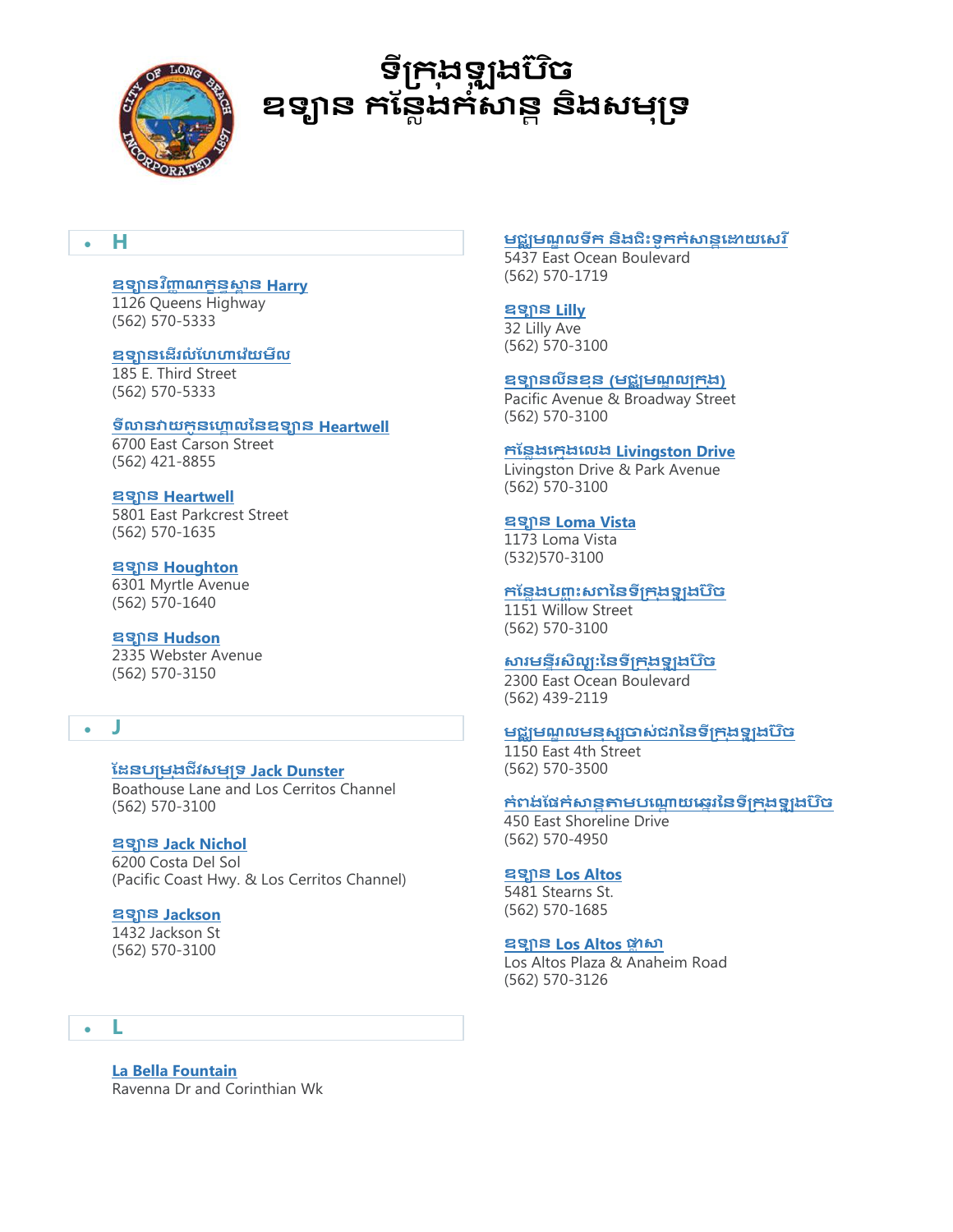# ទីក្រុងឡុងប៊ិច
# ឧទ្យាន កន្លែងកំសាន្ត និងសមុទ្រ

## H

**ឧទ្យានវិញ្ញាណក្ខន្ធស្ពាន Harry**
1126 Queens Highway
(562) 570-5333

**ឧទ្យានដើរលំហែហាវ៉យមីល**
185 E. Third Street
(562) 570-5333

**ទីលានវាយកូនហ្គោលនៃឧទ្យាន Heartwell**
6700 East Carson Street
(562) 421-8855

**ឧទ្យាន Heartwell**
5801 East Parkcrest Street
(562) 570-1635

**ឧទ្យាន Houghton**
6301 Myrtle Avenue
(562) 570-1640

**ឧទ្យាន Hudson**
2335 Webster Avenue
(562) 570-3150

## J

**ដែនបម្រុងជីវសមុទ្រ Jack Dunster**
Boathouse Lane and Los Cerritos Channel
(562) 570-3100

**ឧទ្យាន Jack Nichol**
6200 Costa Del Sol
(Pacific Coast Hwy. & Los Cerritos Channel)

**ឧទ្យាន Jackson**
1432 Jackson St
(562) 570-3100

## L

**La Bella Fountain**
Ravenna Dr and Corinthian Wk

**មជ្ឈមណ្ឌលទឹក និងជិះទូកកំសាន្តដោយសេរី**
5437 East Ocean Boulevard
(562) 570-1719

**ឧទ្យាន Lilly**
32 Lilly Ave
(562) 570-3100

**ឧទ្យានលីនខុន (មជ្ឈមណ្ឌលក្រុង)**
Pacific Avenue & Broadway Street
(562) 570-3100

**កន្លែងក្មេងលេង Livingston Drive**
Livingston Drive & Park Avenue
(562) 570-3100

**ឧទ្យាន Loma Vista**
1173 Loma Vista
(532)570-3100

**កន្លែងបញ្ចុះសពនៃទីក្រុងឡុងប៊ិច**
1151 Willow Street
(562) 570-3100

**សារមន្ទីរសិល្បៈនៃទីក្រុងឡុងប៊ិច**
2300 East Ocean Boulevard
(562) 439-2119

**មជ្ឈមណ្ឌលមនុស្សចាស់ជរានៃទីក្រុងឡុងប៊ិច**
1150 East 4th Street
(562) 570-3500

**កំពង់ផែកំសាន្តតាមបណ្តោយឆ្នេរនៃទីក្រុងឡុងប៊ិច**
450 East Shoreline Drive
(562) 570-4950

**ឧទ្យាន Los Altos**
5481 Stearns St.
(562) 570-1685

**ឧទ្យាន Los Altos ផ្លាសា**
Los Altos Plaza & Anaheim Road
(562) 570-3126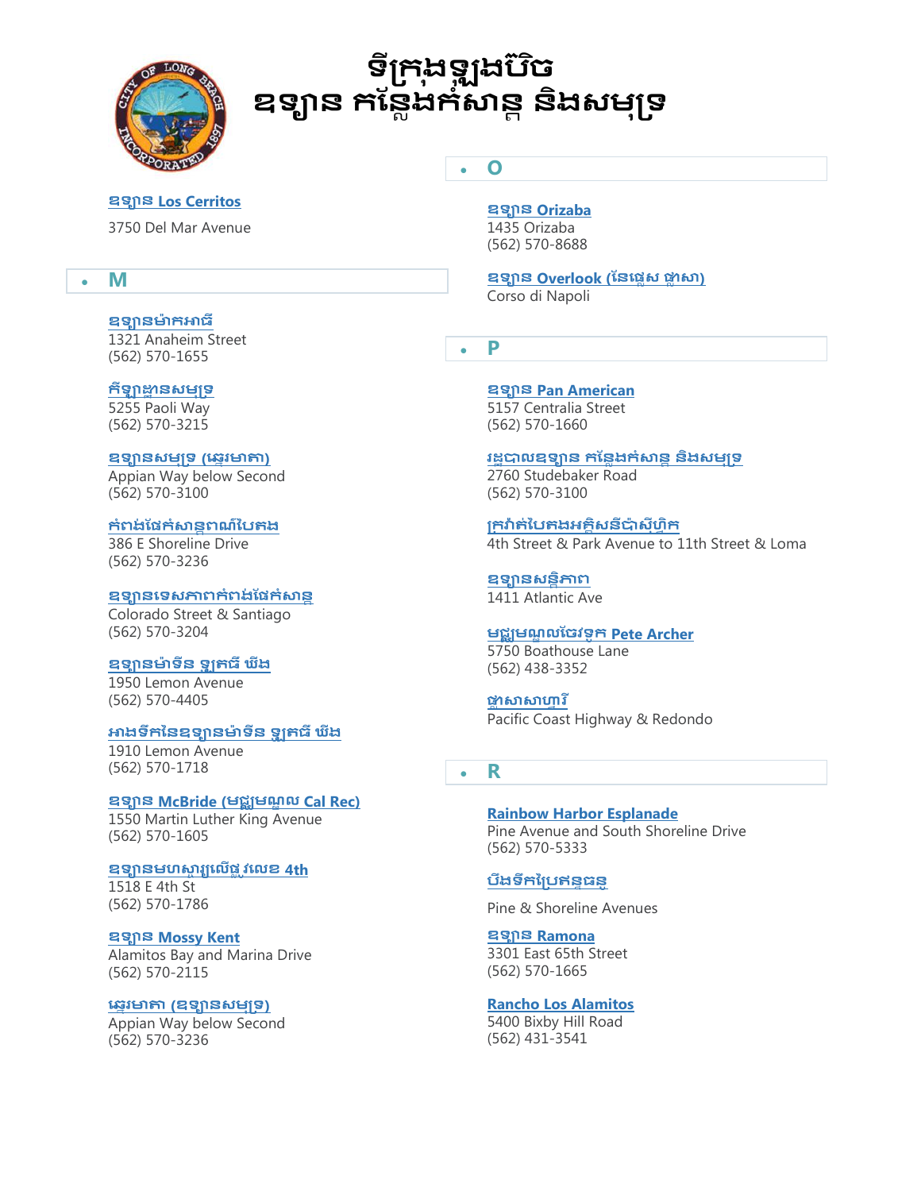# ទីក្រុងឡុងប៊ិច
# ឧទ្យាន កន្លែងកំសាន្ត និងសមុទ្រ

**ឧទ្យាន Los Cerritos**
3750 Del Mar Avenue

## M

**ឧទ្យានម៉ាកអាធី**
1321 Anaheim Street
(562) 570-1655

**កីឡាដ្ឋានសមុទ្រ**
5255 Paoli Way
(562) 570-3215

**ឧទ្យានសមុទ្រ (ផ្សារមាគា)**
Appian Way below Second
(562) 570-3100

**កំពង់ផែកំសាន្តពណ៌បៃតង**
386 E Shoreline Drive
(562) 570-3236

**ឧទ្យានទេសភាពកំពង់ផែកំសាន្ត**
Colorado Street & Santiago
(562) 570-3204

**ឧទ្យានម៉ាទីន ឡូតធី ឃីង**
1950 Lemon Avenue
(562) 570-4405

**អាងទឹកនៃឧទ្យានម៉ាទីន ឡូតធី ឃីង**
1910 Lemon Avenue
(562) 570-1718

**ឧទ្យាន McBride (មជ្ឈមណ្ឌល Cal Rec)**
1550 Martin Luther King Avenue
(562) 570-1605

**ឧទ្យានមហាស្ពាលើផ្លូវលេខ 4th**
1518 E 4th St
(562) 570-1786

**ឧទ្យាន Mossy Kent**
Alamitos Bay and Marina Drive
(562) 570-2115

**ផ្សារមាគា (ឧទ្យានសមុទ្រ)**
Appian Way below Second
(562) 570-3236

## O

**ឧទ្យាន Orizaba**
1435 Orizaba
(562) 570-8688

**ឧទ្យាន Overlook (នៃផ្លេស ផ្កាសា)**
Corso di Napoli

## P

**ឧទ្យាន Pan American**
5157 Centralia Street
(562) 570-1660

**រដ្ឋបាលឧទ្យាន កន្លែងកំសាន្ត និងសមុទ្រ**
2760 Studebaker Road
(562) 570-3100

**ក្រវាត់បៃតងអគ្គិសនីប៉ាស៊ីហ្វិក**
4th Street & Park Avenue to 11th Street & Loma

**ឧទ្យានសន្តិភាព**
1411 Atlantic Ave

**មជ្ឈមណ្ឌលចែវទូក Pete Archer**
5750 Boathouse Lane
(562) 438-3352

**ផ្កាសាលាហារី**
Pacific Coast Highway & Redondo

## R

**Rainbow Harbor Esplanade**
Pine Avenue and South Shoreline Drive
(562) 570-5333

**បឹងទឹកប្រែពន្លធនូ**

Pine & Shoreline Avenues

**ឧទ្យាន Ramona**
3301 East 65th Street
(562) 570-1665

**Rancho Los Alamitos**
5400 Bixby Hill Road
(562) 431-3541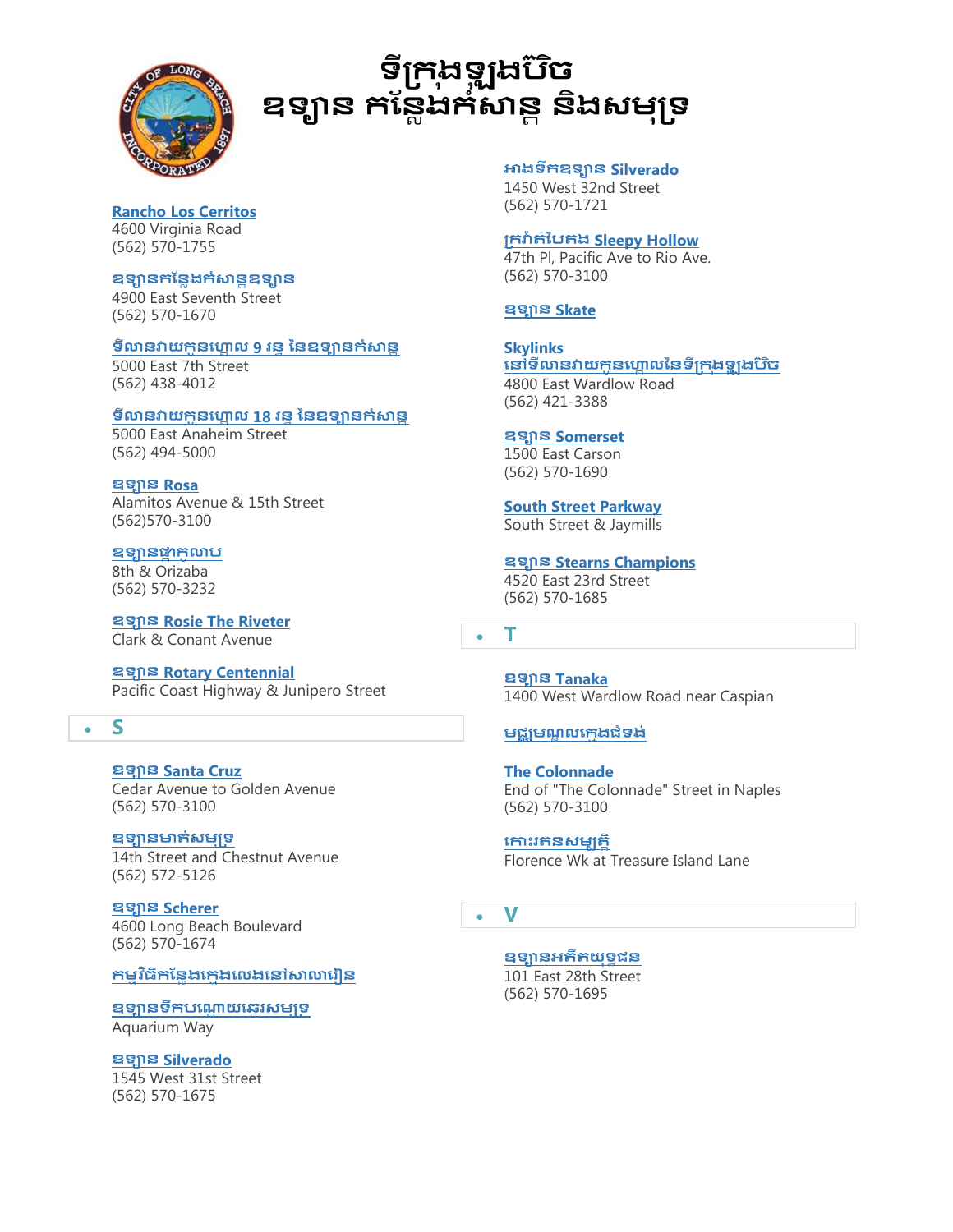# ទីក្រុងឡុងប៊ិច
# ឧទ្យាន កន្លែងកំសាន្ត និងសមុទ្រ

**Rancho Los Cerritos**
4600 Virginia Road
(562) 570-1755

**ឧទ្យានកន្លែងកំសាន្តឧទ្យាន**
4900 East Seventh Street
(562) 570-1670

**ទីលានវាយកូនហ្គោល 9 រន្ធ នៃឧទ្យានកំសាន្ត**
5000 East 7th Street
(562) 438-4012

**ទីលានវាយកូនហ្គោល 18 រន្ធ នៃឧទ្យានកំសាន្ត**
5000 East Anaheim Street
(562) 494-5000

**ឧទ្យាន Rosa**
Alamitos Avenue & 15th Street
(562)570-3100

**ឧទ្យានផ្កាកុលាប**
8th & Orizaba
(562) 570-3232

**ឧទ្យាន Rosie The Riveter**
Clark & Conant Avenue

**ឧទ្យាន Rotary Centennial**
Pacific Coast Highway & Junipero Street

## S

**ឧទ្យាន Santa Cruz**
Cedar Avenue to Golden Avenue
(562) 570-3100

**ឧទ្យានមាត់សមុទ្រ**
14th Street and Chestnut Avenue
(562) 572-5126

**ឧទ្យាន Scherer**
4600 Long Beach Boulevard
(562) 570-1674

**កម្មវិធីកន្លែងក្មេងលេងនៅសាលារៀន**

**ឧទ្យានទឹកបណ្តោយឆ្នេរសមុទ្រ**
Aquarium Way

**ឧទ្យាន Silverado**
1545 West 31st Street
(562) 570-1675

**អាងទឹកឧទ្យាន Silverado**
1450 West 32nd Street
(562) 570-1721

**ក្រវាត់បៃតង Sleepy Hollow**
47th Pl, Pacific Ave to Rio Ave.
(562) 570-3100

**ឧទ្យាន Skate**

**Skylinks នៅទីលានវាយកូនហ្គោលនៃទីក្រុងឡុងប៊ិច**
4800 East Wardlow Road
(562) 421-3388

**ឧទ្យាន Somerset**
1500 East Carson
(562) 570-1690

**South Street Parkway**
South Street & Jaymills

**ឧទ្យាន Stearns Champions**
4520 East 23rd Street
(562) 570-1685

## T

**ឧទ្យាន Tanaka**
1400 West Wardlow Road near Caspian

**មជ្ឈមណ្ឌលក្មេងជំទង់**

**The Colonnade**
End of "The Colonnade" Street in Naples
(562) 570-3100

**កោះរតនសម្បត្តិ**
Florence Wk at Treasure Island Lane

## V

**ឧទ្យានអតីតយុទ្ធជន**
101 East 28th Street
(562) 570-1695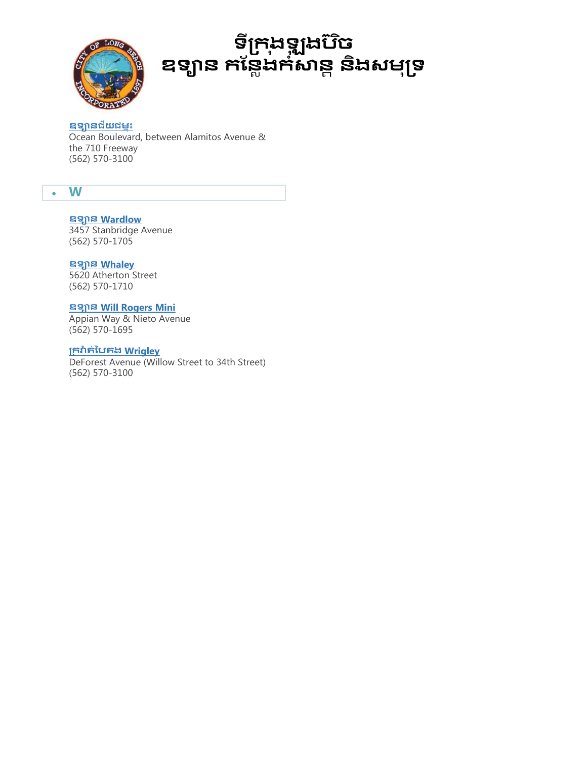# ទីក្រុងឡុងប៊ិច
# ឧទ្យាន កន្លែងកំសាន្ត និងសមុទ្រ

ឧទ្យានជ័យជម្នះ
Ocean Boulevard, between Alamitos Avenue & the 710 Freeway
(562) 570-3100

- **W**

ឧទ្យាន Wardlow
3457 Stanbridge Avenue
(562) 570-1705

ឧទ្យាន Whaley
5620 Atherton Street
(562) 570-1710

ឧទ្យាន Will Rogers Mini
Appian Way & Nieto Avenue
(562) 570-1695

ក្រវាត់បៃតង Wrigley
DeForest Avenue (Willow Street to 34th Street)
(562) 570-3100